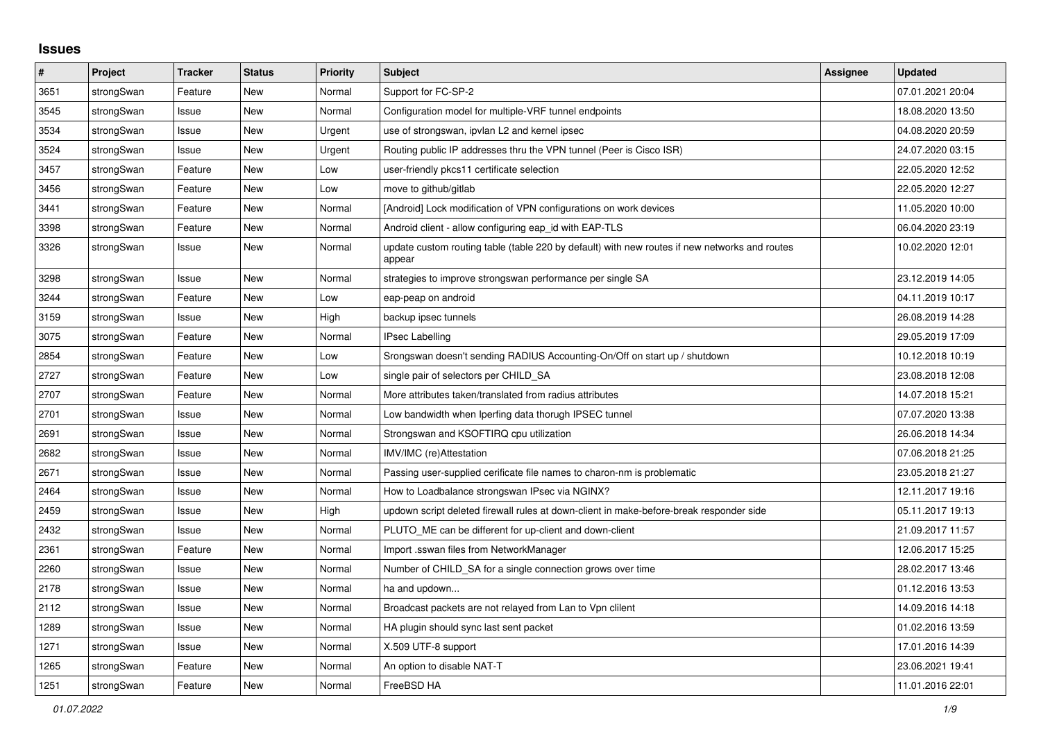## Issues

| # | Project | Tracker | Status | Priority | Subject | Assignee | Updated |
|---|---|---|---|---|---|---|---|
| 3651 | strongSwan | Feature | New | Normal | Support for FC-SP-2 | | 07.01.2021 20:04 |
| 3545 | strongSwan | Issue | New | Normal | Configuration model for multiple-VRF tunnel endpoints | | 18.08.2020 13:50 |
| 3534 | strongSwan | Issue | New | Urgent | use of strongswan, ipvlan L2 and kernel ipsec | | 04.08.2020 20:59 |
| 3524 | strongSwan | Issue | New | Urgent | Routing public IP addresses thru the VPN tunnel (Peer is Cisco ISR) | | 24.07.2020 03:15 |
| 3457 | strongSwan | Feature | New | Low | user-friendly pkcs11 certificate selection | | 22.05.2020 12:52 |
| 3456 | strongSwan | Feature | New | Low | move to github/gitlab | | 22.05.2020 12:27 |
| 3441 | strongSwan | Feature | New | Normal | [Android] Lock modification of VPN configurations on work devices | | 11.05.2020 10:00 |
| 3398 | strongSwan | Feature | New | Normal | Android client - allow configuring eap_id with EAP-TLS | | 06.04.2020 23:19 |
| 3326 | strongSwan | Issue | New | Normal | update custom routing table (table 220 by default) with new routes if new networks and routes appear | | 10.02.2020 12:01 |
| 3298 | strongSwan | Issue | New | Normal | strategies to improve strongswan performance per single SA | | 23.12.2019 14:05 |
| 3244 | strongSwan | Feature | New | Low | eap-peap on android | | 04.11.2019 10:17 |
| 3159 | strongSwan | Issue | New | High | backup ipsec tunnels | | 26.08.2019 14:28 |
| 3075 | strongSwan | Feature | New | Normal | IPsec Labelling | | 29.05.2019 17:09 |
| 2854 | strongSwan | Feature | New | Low | Srongswan doesn't sending RADIUS Accounting-On/Off on start up / shutdown | | 10.12.2018 10:19 |
| 2727 | strongSwan | Feature | New | Low | single pair of selectors per CHILD_SA | | 23.08.2018 12:08 |
| 2707 | strongSwan | Feature | New | Normal | More attributes taken/translated from radius attributes | | 14.07.2018 15:21 |
| 2701 | strongSwan | Issue | New | Normal | Low bandwidth when Iperfing data thorugh IPSEC tunnel | | 07.07.2020 13:38 |
| 2691 | strongSwan | Issue | New | Normal | Strongswan and KSOFTIRQ cpu utilization | | 26.06.2018 14:34 |
| 2682 | strongSwan | Issue | New | Normal | IMV/IMC (re)Attestation | | 07.06.2018 21:25 |
| 2671 | strongSwan | Issue | New | Normal | Passing user-supplied cerificate file names to charon-nm is problematic | | 23.05.2018 21:27 |
| 2464 | strongSwan | Issue | New | Normal | How to Loadbalance strongswan IPsec via NGINX? | | 12.11.2017 19:16 |
| 2459 | strongSwan | Issue | New | High | updown script deleted firewall rules at down-client in make-before-break responder side | | 05.11.2017 19:13 |
| 2432 | strongSwan | Issue | New | Normal | PLUTO_ME can be different for up-client and down-client | | 21.09.2017 11:57 |
| 2361 | strongSwan | Feature | New | Normal | Import .sswan files from NetworkManager | | 12.06.2017 15:25 |
| 2260 | strongSwan | Issue | New | Normal | Number of CHILD_SA for a single connection grows over time | | 28.02.2017 13:46 |
| 2178 | strongSwan | Issue | New | Normal | ha and updown... | | 01.12.2016 13:53 |
| 2112 | strongSwan | Issue | New | Normal | Broadcast packets are not relayed from Lan to Vpn clilent | | 14.09.2016 14:18 |
| 1289 | strongSwan | Issue | New | Normal | HA plugin should sync last sent packet | | 01.02.2016 13:59 |
| 1271 | strongSwan | Issue | New | Normal | X.509 UTF-8 support | | 17.01.2016 14:39 |
| 1265 | strongSwan | Feature | New | Normal | An option to disable NAT-T | | 23.06.2021 19:41 |
| 1251 | strongSwan | Feature | New | Normal | FreeBSD HA | | 11.01.2016 22:01 |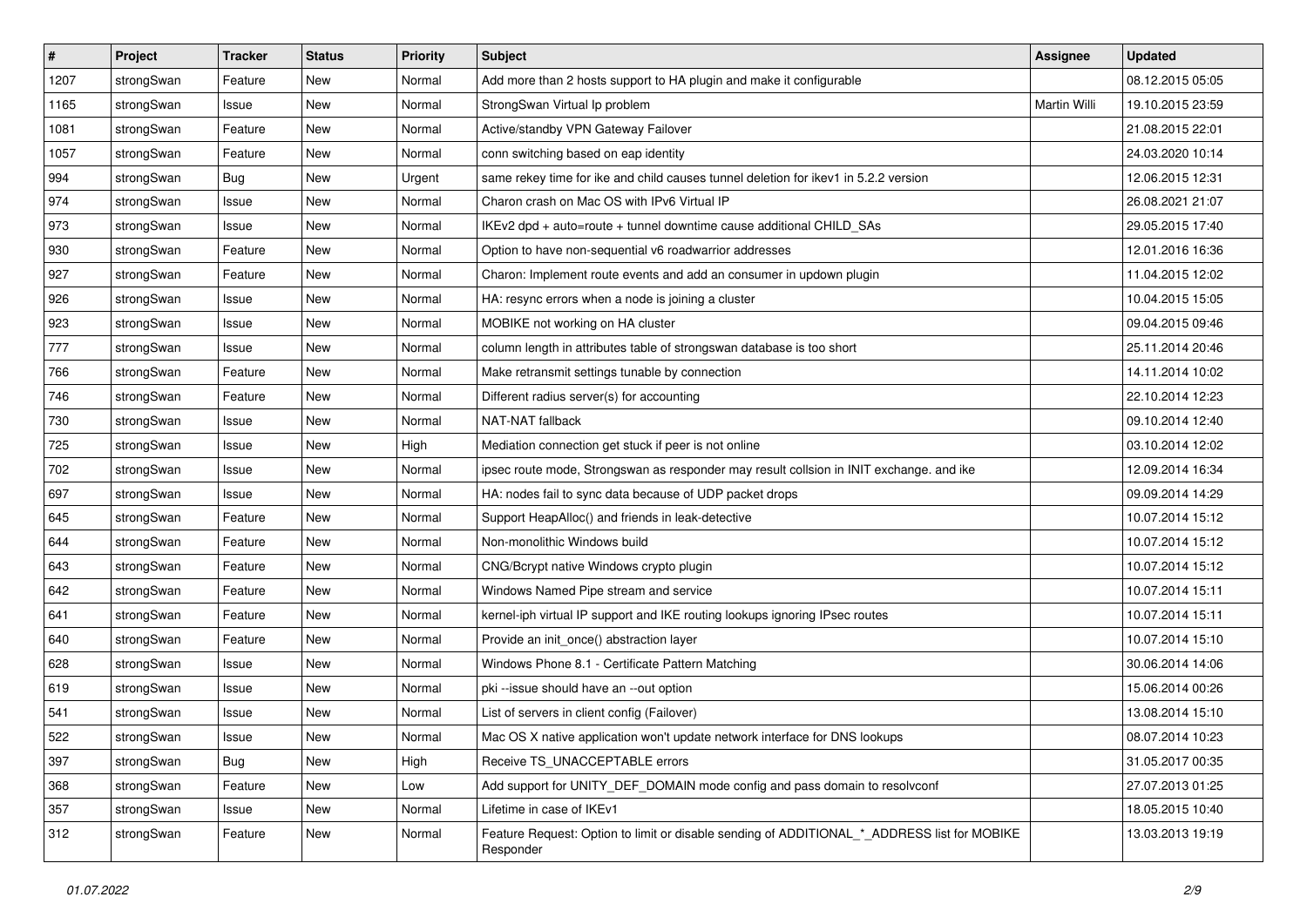| # | Project | Tracker | Status | Priority | Subject | Assignee | Updated |
|---|---|---|---|---|---|---|---|
| 1207 | strongSwan | Feature | New | Normal | Add more than 2 hosts support to HA plugin and make it configurable | | 08.12.2015 05:05 |
| 1165 | strongSwan | Issue | New | Normal | StrongSwan Virtual Ip problem | Martin Willi | 19.10.2015 23:59 |
| 1081 | strongSwan | Feature | New | Normal | Active/standby VPN Gateway Failover | | 21.08.2015 22:01 |
| 1057 | strongSwan | Feature | New | Normal | conn switching based on eap identity | | 24.03.2020 10:14 |
| 994 | strongSwan | Bug | New | Urgent | same rekey time for ike and child causes tunnel deletion for ikev1 in 5.2.2 version | | 12.06.2015 12:31 |
| 974 | strongSwan | Issue | New | Normal | Charon crash on Mac OS with IPv6 Virtual IP | | 26.08.2021 21:07 |
| 973 | strongSwan | Issue | New | Normal | IKEv2 dpd + auto=route + tunnel downtime cause additional CHILD_SAs | | 29.05.2015 17:40 |
| 930 | strongSwan | Feature | New | Normal | Option to have non-sequential v6 roadwarrior addresses | | 12.01.2016 16:36 |
| 927 | strongSwan | Feature | New | Normal | Charon: Implement route events and add an consumer in updown plugin | | 11.04.2015 12:02 |
| 926 | strongSwan | Issue | New | Normal | HA: resync errors when a node is joining a cluster | | 10.04.2015 15:05 |
| 923 | strongSwan | Issue | New | Normal | MOBIKE not working on HA cluster | | 09.04.2015 09:46 |
| 777 | strongSwan | Issue | New | Normal | column length in attributes table of strongswan database is too short | | 25.11.2014 20:46 |
| 766 | strongSwan | Feature | New | Normal | Make retransmit settings tunable by connection | | 14.11.2014 10:02 |
| 746 | strongSwan | Feature | New | Normal | Different radius server(s) for accounting | | 22.10.2014 12:23 |
| 730 | strongSwan | Issue | New | Normal | NAT-NAT fallback | | 09.10.2014 12:40 |
| 725 | strongSwan | Issue | New | High | Mediation connection get stuck if peer is not online | | 03.10.2014 12:02 |
| 702 | strongSwan | Issue | New | Normal | ipsec route mode, Strongswan as responder may result collsion in INIT exchange. and ike | | 12.09.2014 16:34 |
| 697 | strongSwan | Issue | New | Normal | HA: nodes fail to sync data because of UDP packet drops | | 09.09.2014 14:29 |
| 645 | strongSwan | Feature | New | Normal | Support HeapAlloc() and friends in leak-detective | | 10.07.2014 15:12 |
| 644 | strongSwan | Feature | New | Normal | Non-monolithic Windows build | | 10.07.2014 15:12 |
| 643 | strongSwan | Feature | New | Normal | CNG/Bcrypt native Windows crypto plugin | | 10.07.2014 15:12 |
| 642 | strongSwan | Feature | New | Normal | Windows Named Pipe stream and service | | 10.07.2014 15:11 |
| 641 | strongSwan | Feature | New | Normal | kernel-iph virtual IP support and IKE routing lookups ignoring IPsec routes | | 10.07.2014 15:11 |
| 640 | strongSwan | Feature | New | Normal | Provide an init_once() abstraction layer | | 10.07.2014 15:10 |
| 628 | strongSwan | Issue | New | Normal | Windows Phone 8.1 - Certificate Pattern Matching | | 30.06.2014 14:06 |
| 619 | strongSwan | Issue | New | Normal | pki --issue should have an --out option | | 15.06.2014 00:26 |
| 541 | strongSwan | Issue | New | Normal | List of servers in client config (Failover) | | 13.08.2014 15:10 |
| 522 | strongSwan | Issue | New | Normal | Mac OS X native application won't update network interface for DNS lookups | | 08.07.2014 10:23 |
| 397 | strongSwan | Bug | New | High | Receive TS_UNACCEPTABLE errors | | 31.05.2017 00:35 |
| 368 | strongSwan | Feature | New | Low | Add support for UNITY_DEF_DOMAIN mode config and pass domain to resolvconf | | 27.07.2013 01:25 |
| 357 | strongSwan | Issue | New | Normal | Lifetime in case of IKEv1 | | 18.05.2015 10:40 |
| 312 | strongSwan | Feature | New | Normal | Feature Request: Option to limit or disable sending of ADDITIONAL_*_ADDRESS list for MOBIKE Responder | | 13.03.2013 19:19 |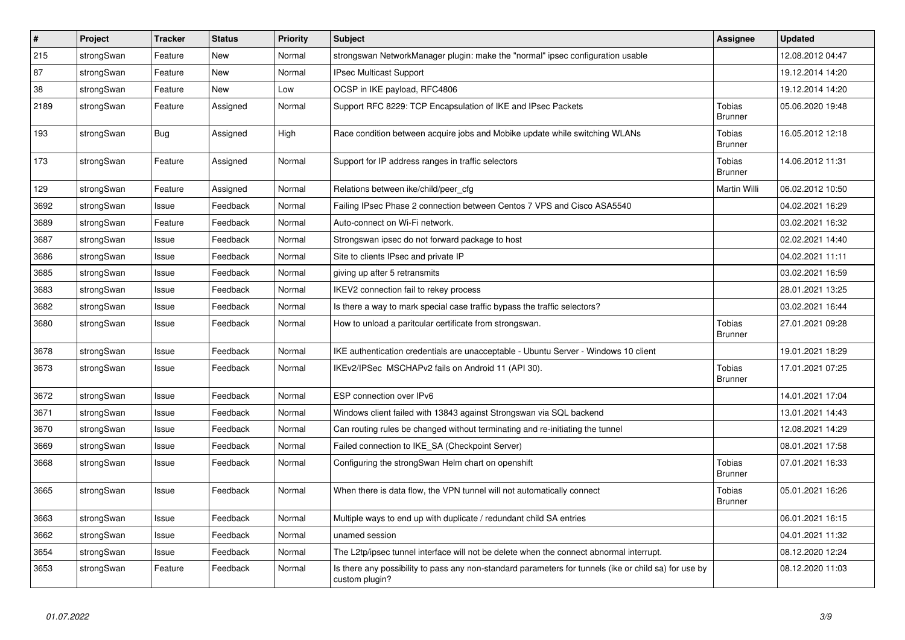| # | Project | Tracker | Status | Priority | Subject | Assignee | Updated |
|---|---|---|---|---|---|---|---|
| 215 | strongSwan | Feature | New | Normal | strongswan NetworkManager plugin: make the "normal" ipsec configuration usable | | 12.08.2012 04:47 |
| 87 | strongSwan | Feature | New | Normal | IPsec Multicast Support | | 19.12.2014 14:20 |
| 38 | strongSwan | Feature | New | Low | OCSP in IKE payload, RFC4806 | | 19.12.2014 14:20 |
| 2189 | strongSwan | Feature | Assigned | Normal | Support RFC 8229: TCP Encapsulation of IKE and IPsec Packets | Tobias Brunner | 05.06.2020 19:48 |
| 193 | strongSwan | Bug | Assigned | High | Race condition between acquire jobs and Mobike update while switching WLANs | Tobias Brunner | 16.05.2012 12:18 |
| 173 | strongSwan | Feature | Assigned | Normal | Support for IP address ranges in traffic selectors | Tobias Brunner | 14.06.2012 11:31 |
| 129 | strongSwan | Feature | Assigned | Normal | Relations between ike/child/peer_cfg | Martin Willi | 06.02.2012 10:50 |
| 3692 | strongSwan | Issue | Feedback | Normal | Failing IPsec Phase 2 connection between Centos 7 VPS and Cisco ASA5540 | | 04.02.2021 16:29 |
| 3689 | strongSwan | Feature | Feedback | Normal | Auto-connect on Wi-Fi network. | | 03.02.2021 16:32 |
| 3687 | strongSwan | Issue | Feedback | Normal | Strongswan ipsec do not forward package to host | | 02.02.2021 14:40 |
| 3686 | strongSwan | Issue | Feedback | Normal | Site to clients IPsec and private IP | | 04.02.2021 11:11 |
| 3685 | strongSwan | Issue | Feedback | Normal | giving up after 5 retransmits | | 03.02.2021 16:59 |
| 3683 | strongSwan | Issue | Feedback | Normal | IKEV2 connection fail to rekey process | | 28.01.2021 13:25 |
| 3682 | strongSwan | Issue | Feedback | Normal | Is there a way to mark special case traffic bypass the traffic selectors? | | 03.02.2021 16:44 |
| 3680 | strongSwan | Issue | Feedback | Normal | How to unload a paritcular certificate from strongswan. | Tobias Brunner | 27.01.2021 09:28 |
| 3678 | strongSwan | Issue | Feedback | Normal | IKE authentication credentials are unacceptable - Ubuntu Server - Windows 10 client | | 19.01.2021 18:29 |
| 3673 | strongSwan | Issue | Feedback | Normal | IKEv2/IPSec MSCHAPv2 fails on Android 11 (API 30). | Tobias Brunner | 17.01.2021 07:25 |
| 3672 | strongSwan | Issue | Feedback | Normal | ESP connection over IPv6 | | 14.01.2021 17:04 |
| 3671 | strongSwan | Issue | Feedback | Normal | Windows client failed with 13843 against Strongswan via SQL backend | | 13.01.2021 14:43 |
| 3670 | strongSwan | Issue | Feedback | Normal | Can routing rules be changed without terminating and re-initiating the tunnel | | 12.08.2021 14:29 |
| 3669 | strongSwan | Issue | Feedback | Normal | Failed connection to IKE_SA (Checkpoint Server) | | 08.01.2021 17:58 |
| 3668 | strongSwan | Issue | Feedback | Normal | Configuring the strongSwan Helm chart on openshift | Tobias Brunner | 07.01.2021 16:33 |
| 3665 | strongSwan | Issue | Feedback | Normal | When there is data flow, the VPN tunnel will not automatically connect | Tobias Brunner | 05.01.2021 16:26 |
| 3663 | strongSwan | Issue | Feedback | Normal | Multiple ways to end up with duplicate / redundant child SA entries | | 06.01.2021 16:15 |
| 3662 | strongSwan | Issue | Feedback | Normal | unamed session | | 04.01.2021 11:32 |
| 3654 | strongSwan | Issue | Feedback | Normal | The L2tp/ipsec tunnel interface will not be delete when the connect abnormal interrupt. | | 08.12.2020 12:24 |
| 3653 | strongSwan | Feature | Feedback | Normal | Is there any possibility to pass any non-standard parameters for tunnels (ike or child sa) for use by custom plugin? | | 08.12.2020 11:03 |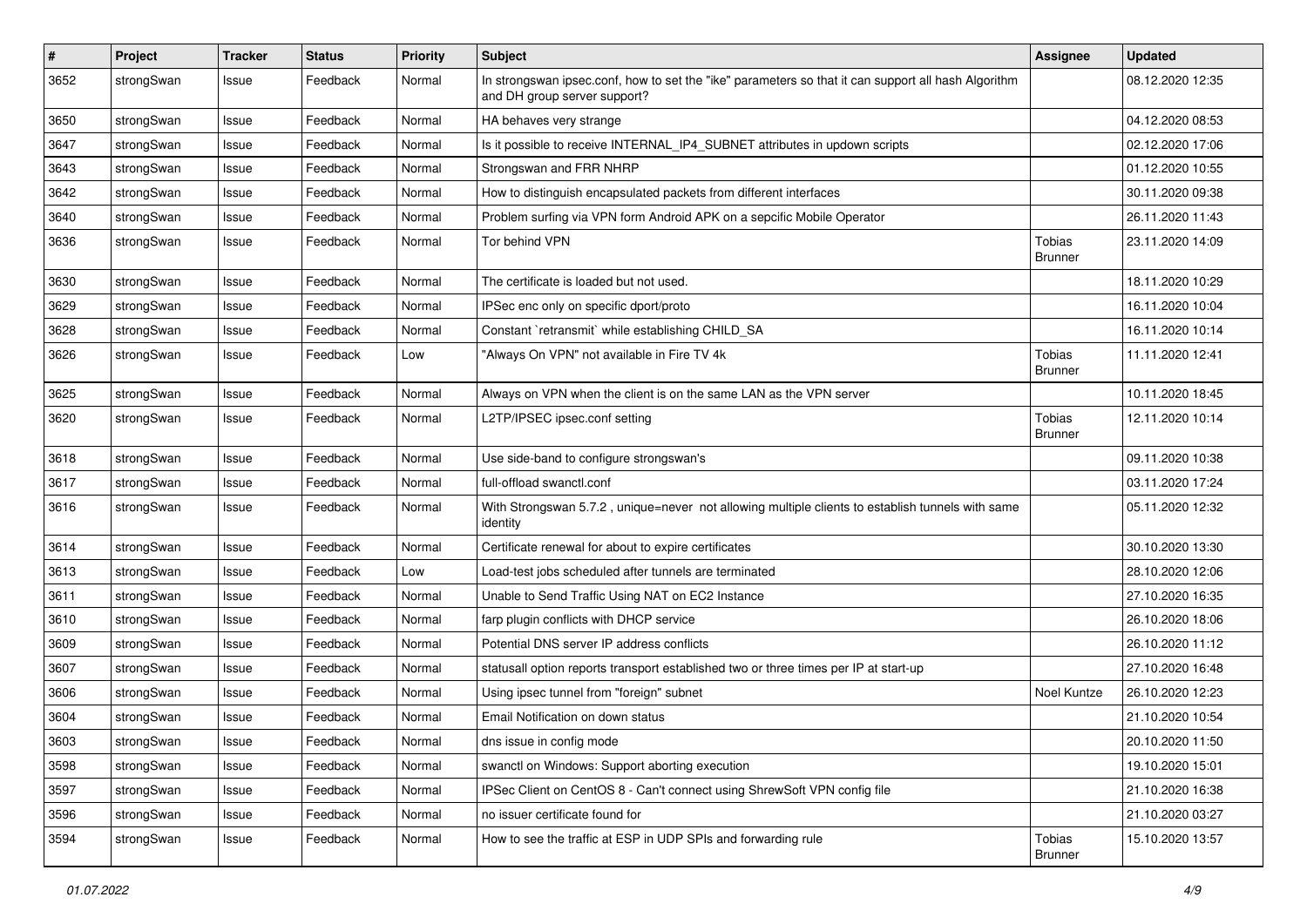| # | Project | Tracker | Status | Priority | Subject | Assignee | Updated |
|---|---|---|---|---|---|---|---|
| 3652 | strongSwan | Issue | Feedback | Normal | In strongswan ipsec.conf, how to set the "ike" parameters so that it can support all hash Algorithm and DH group server support? | | 08.12.2020 12:35 |
| 3650 | strongSwan | Issue | Feedback | Normal | HA behaves very strange | | 04.12.2020 08:53 |
| 3647 | strongSwan | Issue | Feedback | Normal | Is it possible to receive INTERNAL_IP4_SUBNET attributes in updown scripts | | 02.12.2020 17:06 |
| 3643 | strongSwan | Issue | Feedback | Normal | Strongswan and FRR NHRP | | 01.12.2020 10:55 |
| 3642 | strongSwan | Issue | Feedback | Normal | How to distinguish encapsulated packets from different interfaces | | 30.11.2020 09:38 |
| 3640 | strongSwan | Issue | Feedback | Normal | Problem surfing via VPN form Android APK on a sepcific Mobile Operator | | 26.11.2020 11:43 |
| 3636 | strongSwan | Issue | Feedback | Normal | Tor behind VPN | Tobias Brunner | 23.11.2020 14:09 |
| 3630 | strongSwan | Issue | Feedback | Normal | The certificate is loaded but not used. | | 18.11.2020 10:29 |
| 3629 | strongSwan | Issue | Feedback | Normal | IPSec enc only on specific dport/proto | | 16.11.2020 10:04 |
| 3628 | strongSwan | Issue | Feedback | Normal | Constant `retransmit` while establishing CHILD_SA | | 16.11.2020 10:14 |
| 3626 | strongSwan | Issue | Feedback | Low | "Always On VPN" not available in Fire TV 4k | Tobias Brunner | 11.11.2020 12:41 |
| 3625 | strongSwan | Issue | Feedback | Normal | Always on VPN when the client is on the same LAN as the VPN server | | 10.11.2020 18:45 |
| 3620 | strongSwan | Issue | Feedback | Normal | L2TP/IPSEC ipsec.conf setting | Tobias Brunner | 12.11.2020 10:14 |
| 3618 | strongSwan | Issue | Feedback | Normal | Use side-band to configure strongswan's | | 09.11.2020 10:38 |
| 3617 | strongSwan | Issue | Feedback | Normal | full-offload swanctl.conf | | 03.11.2020 17:24 |
| 3616 | strongSwan | Issue | Feedback | Normal | With Strongswan 5.7.2 , unique=never not allowing multiple clients to establish tunnels with same identity | | 05.11.2020 12:32 |
| 3614 | strongSwan | Issue | Feedback | Normal | Certificate renewal for about to expire certificates | | 30.10.2020 13:30 |
| 3613 | strongSwan | Issue | Feedback | Low | Load-test jobs scheduled after tunnels are terminated | | 28.10.2020 12:06 |
| 3611 | strongSwan | Issue | Feedback | Normal | Unable to Send Traffic Using NAT on EC2 Instance | | 27.10.2020 16:35 |
| 3610 | strongSwan | Issue | Feedback | Normal | farp plugin conflicts with DHCP service | | 26.10.2020 18:06 |
| 3609 | strongSwan | Issue | Feedback | Normal | Potential DNS server IP address conflicts | | 26.10.2020 11:12 |
| 3607 | strongSwan | Issue | Feedback | Normal | statusall option reports transport established two or three times per IP at start-up | | 27.10.2020 16:48 |
| 3606 | strongSwan | Issue | Feedback | Normal | Using ipsec tunnel from "foreign" subnet | Noel Kuntze | 26.10.2020 12:23 |
| 3604 | strongSwan | Issue | Feedback | Normal | Email Notification on down status | | 21.10.2020 10:54 |
| 3603 | strongSwan | Issue | Feedback | Normal | dns issue in config mode | | 20.10.2020 11:50 |
| 3598 | strongSwan | Issue | Feedback | Normal | swanctl on Windows: Support aborting execution | | 19.10.2020 15:01 |
| 3597 | strongSwan | Issue | Feedback | Normal | IPSec Client on CentOS 8 - Can't connect using ShrewSoft VPN config file | | 21.10.2020 16:38 |
| 3596 | strongSwan | Issue | Feedback | Normal | no issuer certificate found for | | 21.10.2020 03:27 |
| 3594 | strongSwan | Issue | Feedback | Normal | How to see the traffic at ESP in UDP SPIs and forwarding rule | Tobias Brunner | 15.10.2020 13:57 |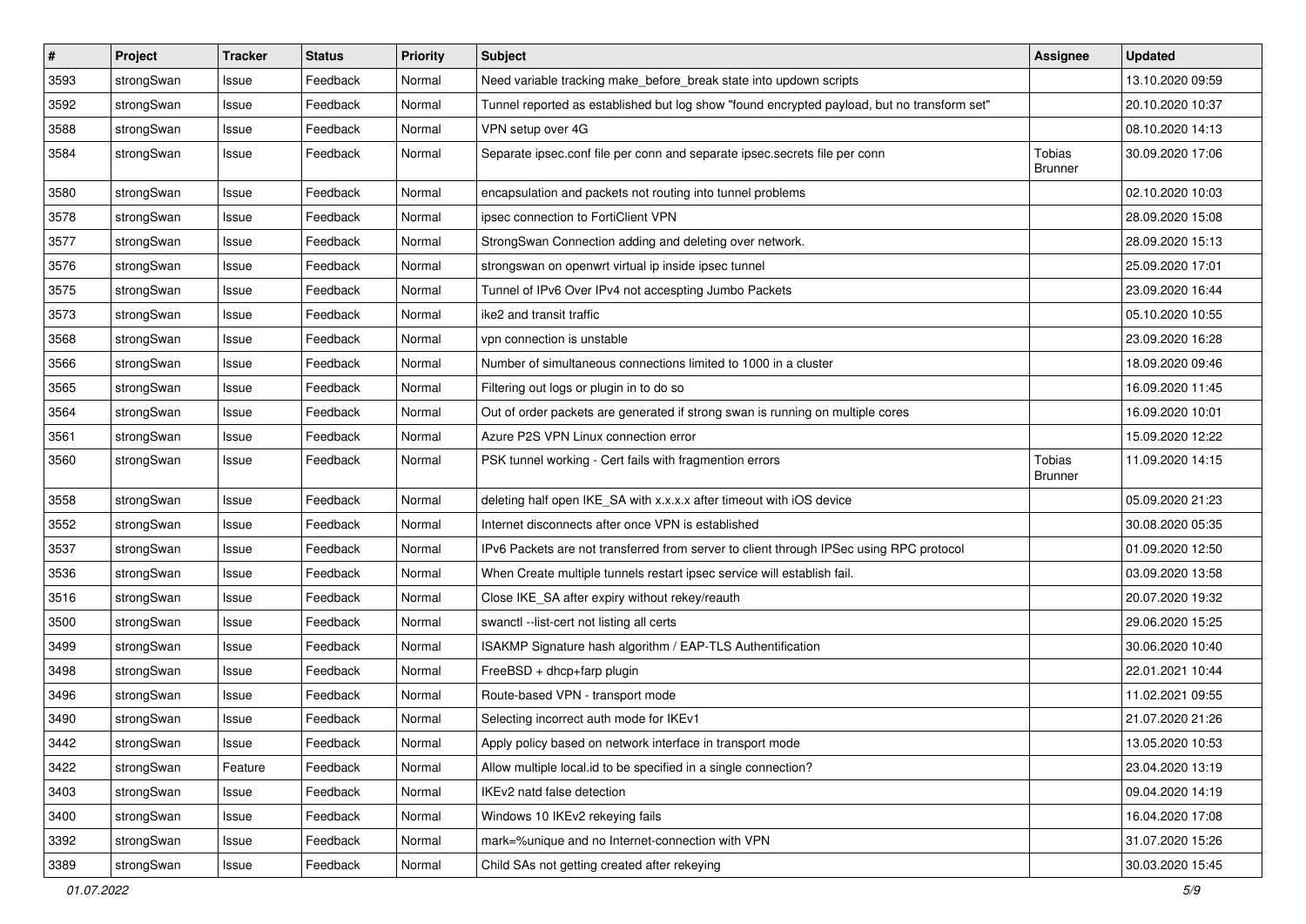| # | Project | Tracker | Status | Priority | Subject | Assignee | Updated |
|---|---|---|---|---|---|---|---|
| 3593 | strongSwan | Issue | Feedback | Normal | Need variable tracking make_before_break state into updown scripts | | 13.10.2020 09:59 |
| 3592 | strongSwan | Issue | Feedback | Normal | Tunnel reported as established but log show "found encrypted payload, but no transform set" | | 20.10.2020 10:37 |
| 3588 | strongSwan | Issue | Feedback | Normal | VPN setup over 4G | | 08.10.2020 14:13 |
| 3584 | strongSwan | Issue | Feedback | Normal | Separate ipsec.conf file per conn and separate ipsec.secrets file per conn | Tobias Brunner | 30.09.2020 17:06 |
| 3580 | strongSwan | Issue | Feedback | Normal | encapsulation and packets not routing into tunnel problems | | 02.10.2020 10:03 |
| 3578 | strongSwan | Issue | Feedback | Normal | ipsec connection to FortiClient VPN | | 28.09.2020 15:08 |
| 3577 | strongSwan | Issue | Feedback | Normal | StrongSwan Connection adding and deleting over network. | | 28.09.2020 15:13 |
| 3576 | strongSwan | Issue | Feedback | Normal | strongswan on openwrt virtual ip inside ipsec tunnel | | 25.09.2020 17:01 |
| 3575 | strongSwan | Issue | Feedback | Normal | Tunnel of IPv6 Over IPv4 not accespting Jumbo Packets | | 23.09.2020 16:44 |
| 3573 | strongSwan | Issue | Feedback | Normal | ike2 and transit traffic | | 05.10.2020 10:55 |
| 3568 | strongSwan | Issue | Feedback | Normal | vpn connection is unstable | | 23.09.2020 16:28 |
| 3566 | strongSwan | Issue | Feedback | Normal | Number of simultaneous connections limited to 1000 in a cluster | | 18.09.2020 09:46 |
| 3565 | strongSwan | Issue | Feedback | Normal | Filtering out logs or plugin in to do so | | 16.09.2020 11:45 |
| 3564 | strongSwan | Issue | Feedback | Normal | Out of order packets are generated if strong swan is running on multiple cores | | 16.09.2020 10:01 |
| 3561 | strongSwan | Issue | Feedback | Normal | Azure P2S VPN Linux connection error | | 15.09.2020 12:22 |
| 3560 | strongSwan | Issue | Feedback | Normal | PSK tunnel working - Cert fails with fragmention errors | Tobias Brunner | 11.09.2020 14:15 |
| 3558 | strongSwan | Issue | Feedback | Normal | deleting half open IKE_SA with x.x.x.x after timeout with iOS device | | 05.09.2020 21:23 |
| 3552 | strongSwan | Issue | Feedback | Normal | Internet disconnects after once VPN is established | | 30.08.2020 05:35 |
| 3537 | strongSwan | Issue | Feedback | Normal | IPv6 Packets are not transferred from server to client through IPSec using RPC protocol | | 01.09.2020 12:50 |
| 3536 | strongSwan | Issue | Feedback | Normal | When Create multiple tunnels restart ipsec service will establish fail. | | 03.09.2020 13:58 |
| 3516 | strongSwan | Issue | Feedback | Normal | Close IKE_SA after expiry without rekey/reauth | | 20.07.2020 19:32 |
| 3500 | strongSwan | Issue | Feedback | Normal | swanctl --list-cert not listing all certs | | 29.06.2020 15:25 |
| 3499 | strongSwan | Issue | Feedback | Normal | ISAKMP Signature hash algorithm / EAP-TLS Authentification | | 30.06.2020 10:40 |
| 3498 | strongSwan | Issue | Feedback | Normal | FreeBSD + dhcp+farp plugin | | 22.01.2021 10:44 |
| 3496 | strongSwan | Issue | Feedback | Normal | Route-based VPN - transport mode | | 11.02.2021 09:55 |
| 3490 | strongSwan | Issue | Feedback | Normal | Selecting incorrect auth mode for IKEv1 | | 21.07.2020 21:26 |
| 3442 | strongSwan | Issue | Feedback | Normal | Apply policy based on network interface in transport mode | | 13.05.2020 10:53 |
| 3422 | strongSwan | Feature | Feedback | Normal | Allow multiple local.id to be specified in a single connection? | | 23.04.2020 13:19 |
| 3403 | strongSwan | Issue | Feedback | Normal | IKEv2 natd false detection | | 09.04.2020 14:19 |
| 3400 | strongSwan | Issue | Feedback | Normal | Windows 10 IKEv2 rekeying fails | | 16.04.2020 17:08 |
| 3392 | strongSwan | Issue | Feedback | Normal | mark=%unique and no Internet-connection with VPN | | 31.07.2020 15:26 |
| 3389 | strongSwan | Issue | Feedback | Normal | Child SAs not getting created after rekeying | | 30.03.2020 15:45 |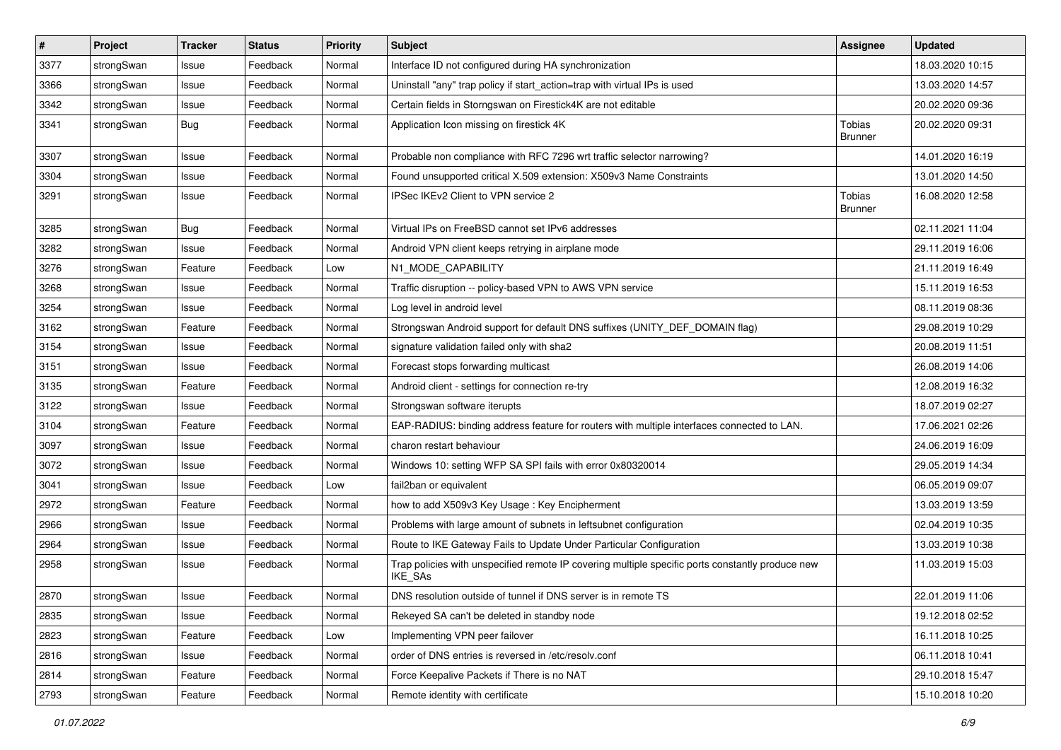| # | Project | Tracker | Status | Priority | Subject | Assignee | Updated |
|---|---|---|---|---|---|---|---|
| 3377 | strongSwan | Issue | Feedback | Normal | Interface ID not configured during HA synchronization | | 18.03.2020 10:15 |
| 3366 | strongSwan | Issue | Feedback | Normal | Uninstall "any" trap policy if start_action=trap with virtual IPs is used | | 13.03.2020 14:57 |
| 3342 | strongSwan | Issue | Feedback | Normal | Certain fields in Storngswan on Firestick4K are not editable | | 20.02.2020 09:36 |
| 3341 | strongSwan | Bug | Feedback | Normal | Application Icon missing on firestick 4K | Tobias Brunner | 20.02.2020 09:31 |
| 3307 | strongSwan | Issue | Feedback | Normal | Probable non compliance with RFC 7296 wrt traffic selector narrowing? | | 14.01.2020 16:19 |
| 3304 | strongSwan | Issue | Feedback | Normal | Found unsupported critical X.509 extension: X509v3 Name Constraints | | 13.01.2020 14:50 |
| 3291 | strongSwan | Issue | Feedback | Normal | IPSec IKEv2 Client to VPN service 2 | Tobias Brunner | 16.08.2020 12:58 |
| 3285 | strongSwan | Bug | Feedback | Normal | Virtual IPs on FreeBSD cannot set IPv6 addresses | | 02.11.2021 11:04 |
| 3282 | strongSwan | Issue | Feedback | Normal | Android VPN client keeps retrying in airplane mode | | 29.11.2019 16:06 |
| 3276 | strongSwan | Feature | Feedback | Low | N1_MODE_CAPABILITY | | 21.11.2019 16:49 |
| 3268 | strongSwan | Issue | Feedback | Normal | Traffic disruption -- policy-based VPN to AWS VPN service | | 15.11.2019 16:53 |
| 3254 | strongSwan | Issue | Feedback | Normal | Log level in android level | | 08.11.2019 08:36 |
| 3162 | strongSwan | Feature | Feedback | Normal | Strongswan Android support for default DNS suffixes (UNITY_DEF_DOMAIN flag) | | 29.08.2019 10:29 |
| 3154 | strongSwan | Issue | Feedback | Normal | signature validation failed only with sha2 | | 20.08.2019 11:51 |
| 3151 | strongSwan | Issue | Feedback | Normal | Forecast stops forwarding multicast | | 26.08.2019 14:06 |
| 3135 | strongSwan | Feature | Feedback | Normal | Android client - settings for connection re-try | | 12.08.2019 16:32 |
| 3122 | strongSwan | Issue | Feedback | Normal | Strongswan software iterupts | | 18.07.2019 02:27 |
| 3104 | strongSwan | Feature | Feedback | Normal | EAP-RADIUS: binding address feature for routers with multiple interfaces connected to LAN. | | 17.06.2021 02:26 |
| 3097 | strongSwan | Issue | Feedback | Normal | charon restart behaviour | | 24.06.2019 16:09 |
| 3072 | strongSwan | Issue | Feedback | Normal | Windows 10: setting WFP SA SPI fails with error 0x80320014 | | 29.05.2019 14:34 |
| 3041 | strongSwan | Issue | Feedback | Low | fail2ban or equivalent | | 06.05.2019 09:07 |
| 2972 | strongSwan | Feature | Feedback | Normal | how to add X509v3 Key Usage : Key Encipherment | | 13.03.2019 13:59 |
| 2966 | strongSwan | Issue | Feedback | Normal | Problems with large amount of subnets in leftsubnet configuration | | 02.04.2019 10:35 |
| 2964 | strongSwan | Issue | Feedback | Normal | Route to IKE Gateway Fails to Update Under Particular Configuration | | 13.03.2019 10:38 |
| 2958 | strongSwan | Issue | Feedback | Normal | Trap policies with unspecified remote IP covering multiple specific ports constantly produce new IKE_SAs | | 11.03.2019 15:03 |
| 2870 | strongSwan | Issue | Feedback | Normal | DNS resolution outside of tunnel if DNS server is in remote TS | | 22.01.2019 11:06 |
| 2835 | strongSwan | Issue | Feedback | Normal | Rekeyed SA can't be deleted in standby node | | 19.12.2018 02:52 |
| 2823 | strongSwan | Feature | Feedback | Low | Implementing VPN peer failover | | 16.11.2018 10:25 |
| 2816 | strongSwan | Issue | Feedback | Normal | order of DNS entries is reversed in /etc/resolv.conf | | 06.11.2018 10:41 |
| 2814 | strongSwan | Feature | Feedback | Normal | Force Keepalive Packets if There is no NAT | | 29.10.2018 15:47 |
| 2793 | strongSwan | Feature | Feedback | Normal | Remote identity with certificate | | 15.10.2018 10:20 |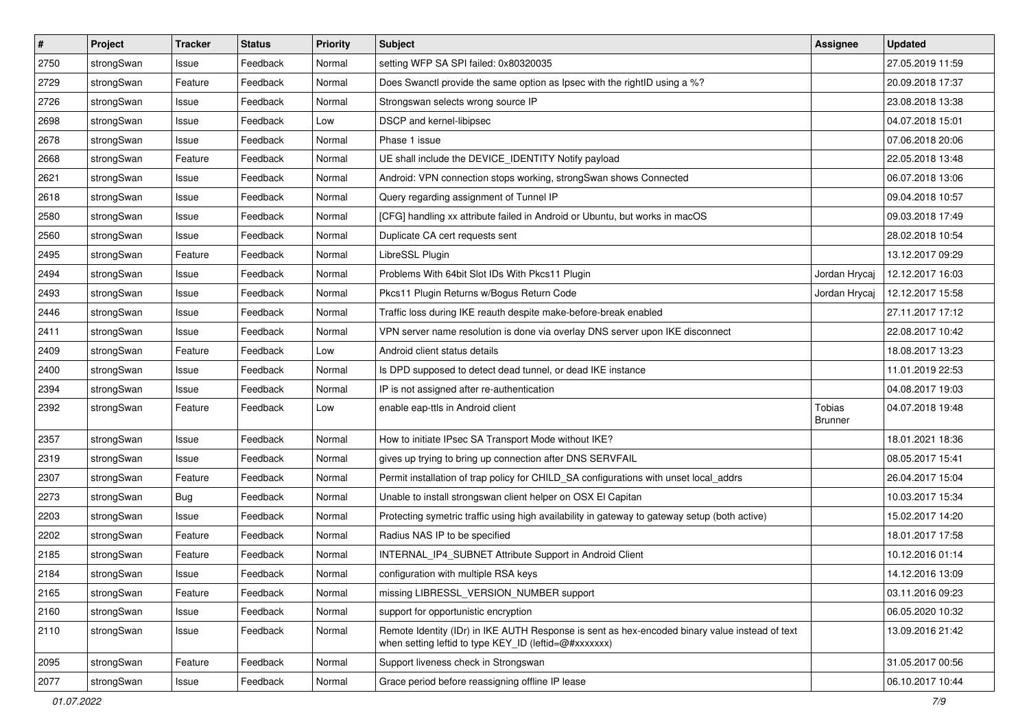| # | Project | Tracker | Status | Priority | Subject | Assignee | Updated |
|---|---|---|---|---|---|---|---|
| 2750 | strongSwan | Issue | Feedback | Normal | setting WFP SA SPI failed: 0x80320035 | | 27.05.2019 11:59 |
| 2729 | strongSwan | Feature | Feedback | Normal | Does Swanctl provide the same option as Ipsec with the rightID using a %? | | 20.09.2018 17:37 |
| 2726 | strongSwan | Issue | Feedback | Normal | Strongswan selects wrong source IP | | 23.08.2018 13:38 |
| 2698 | strongSwan | Issue | Feedback | Low | DSCP and kernel-libipsec | | 04.07.2018 15:01 |
| 2678 | strongSwan | Issue | Feedback | Normal | Phase 1 issue | | 07.06.2018 20:06 |
| 2668 | strongSwan | Feature | Feedback | Normal | UE shall include the DEVICE_IDENTITY Notify payload | | 22.05.2018 13:48 |
| 2621 | strongSwan | Issue | Feedback | Normal | Android: VPN connection stops working, strongSwan shows Connected | | 06.07.2018 13:06 |
| 2618 | strongSwan | Issue | Feedback | Normal | Query regarding assignment of Tunnel IP | | 09.04.2018 10:57 |
| 2580 | strongSwan | Issue | Feedback | Normal | [CFG] handling xx attribute failed in Android or Ubuntu, but works in macOS | | 09.03.2018 17:49 |
| 2560 | strongSwan | Issue | Feedback | Normal | Duplicate CA cert requests sent | | 28.02.2018 10:54 |
| 2495 | strongSwan | Feature | Feedback | Normal | LibreSSL Plugin | | 13.12.2017 09:29 |
| 2494 | strongSwan | Issue | Feedback | Normal | Problems With 64bit Slot IDs With Pkcs11 Plugin | Jordan Hrycaj | 12.12.2017 16:03 |
| 2493 | strongSwan | Issue | Feedback | Normal | Pkcs11 Plugin Returns w/Bogus Return Code | Jordan Hrycaj | 12.12.2017 15:58 |
| 2446 | strongSwan | Issue | Feedback | Normal | Traffic loss during IKE reauth despite make-before-break enabled | | 27.11.2017 17:12 |
| 2411 | strongSwan | Issue | Feedback | Normal | VPN server name resolution is done via overlay DNS server upon IKE disconnect | | 22.08.2017 10:42 |
| 2409 | strongSwan | Feature | Feedback | Low | Android client status details | | 18.08.2017 13:23 |
| 2400 | strongSwan | Issue | Feedback | Normal | Is DPD supposed to detect dead tunnel, or dead IKE instance | | 11.01.2019 22:53 |
| 2394 | strongSwan | Issue | Feedback | Normal | IP is not assigned after re-authentication | | 04.08.2017 19:03 |
| 2392 | strongSwan | Feature | Feedback | Low | enable eap-ttls in Android client | Tobias Brunner | 04.07.2018 19:48 |
| 2357 | strongSwan | Issue | Feedback | Normal | How to initiate IPsec SA Transport Mode without IKE? | | 18.01.2021 18:36 |
| 2319 | strongSwan | Issue | Feedback | Normal | gives up trying to bring up connection after DNS SERVFAIL | | 08.05.2017 15:41 |
| 2307 | strongSwan | Feature | Feedback | Normal | Permit installation of trap policy for CHILD_SA configurations with unset local_addrs | | 26.04.2017 15:04 |
| 2273 | strongSwan | Bug | Feedback | Normal | Unable to install strongswan client helper on OSX El Capitan | | 10.03.2017 15:34 |
| 2203 | strongSwan | Issue | Feedback | Normal | Protecting symetric traffic using high availability in gateway to gateway setup (both active) | | 15.02.2017 14:20 |
| 2202 | strongSwan | Feature | Feedback | Normal | Radius NAS IP to be specified | | 18.01.2017 17:58 |
| 2185 | strongSwan | Feature | Feedback | Normal | INTERNAL_IP4_SUBNET Attribute Support in Android Client | | 10.12.2016 01:14 |
| 2184 | strongSwan | Issue | Feedback | Normal | configuration with multiple RSA keys | | 14.12.2016 13:09 |
| 2165 | strongSwan | Feature | Feedback | Normal | missing LIBRESSL_VERSION_NUMBER support | | 03.11.2016 09:23 |
| 2160 | strongSwan | Issue | Feedback | Normal | support for opportunistic encryption | | 06.05.2020 10:32 |
| 2110 | strongSwan | Issue | Feedback | Normal | Remote Identity (IDr) in IKE AUTH Response is sent as hex-encoded binary value instead of text when setting leftid to type KEY_ID (leftid=@#xxxxxxx) | | 13.09.2016 21:42 |
| 2095 | strongSwan | Feature | Feedback | Normal | Support liveness check in Strongswan | | 31.05.2017 00:56 |
| 2077 | strongSwan | Issue | Feedback | Normal | Grace period before reassigning offline IP lease | | 06.10.2017 10:44 |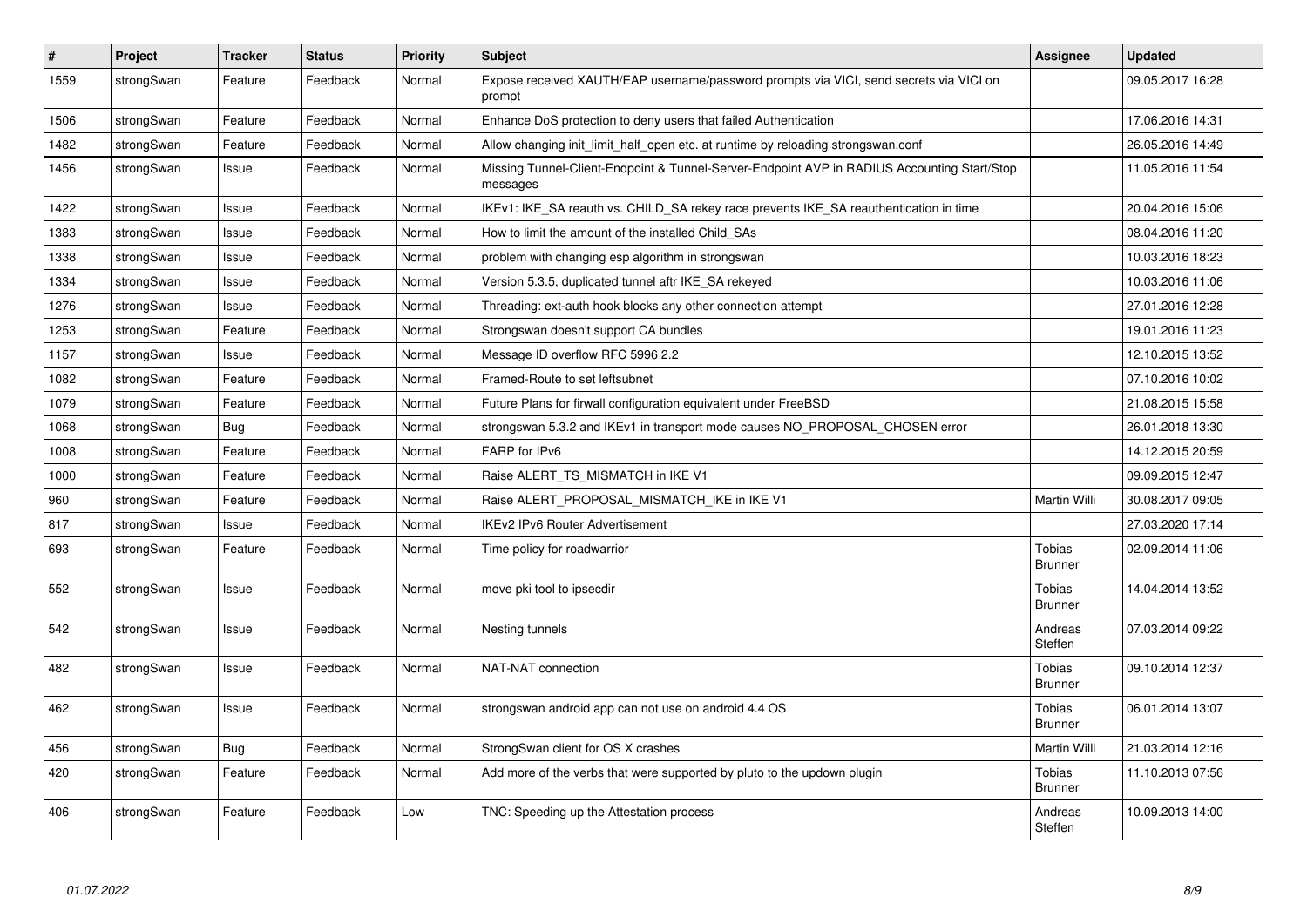| # | Project | Tracker | Status | Priority | Subject | Assignee | Updated |
|---|---|---|---|---|---|---|---|
| 1559 | strongSwan | Feature | Feedback | Normal | Expose received XAUTH/EAP username/password prompts via VICI, send secrets via VICI on prompt | | 09.05.2017 16:28 |
| 1506 | strongSwan | Feature | Feedback | Normal | Enhance DoS protection to deny users that failed Authentication | | 17.06.2016 14:31 |
| 1482 | strongSwan | Feature | Feedback | Normal | Allow changing init_limit_half_open etc. at runtime by reloading strongswan.conf | | 26.05.2016 14:49 |
| 1456 | strongSwan | Issue | Feedback | Normal | Missing Tunnel-Client-Endpoint & Tunnel-Server-Endpoint AVP in RADIUS Accounting Start/Stop messages | | 11.05.2016 11:54 |
| 1422 | strongSwan | Issue | Feedback | Normal | IKEv1: IKE_SA reauth vs. CHILD_SA rekey race prevents IKE_SA reauthentication in time | | 20.04.2016 15:06 |
| 1383 | strongSwan | Issue | Feedback | Normal | How to limit the amount of the installed Child_SAs | | 08.04.2016 11:20 |
| 1338 | strongSwan | Issue | Feedback | Normal | problem with changing esp algorithm in strongswan | | 10.03.2016 18:23 |
| 1334 | strongSwan | Issue | Feedback | Normal | Version 5.3.5, duplicated tunnel aftr IKE_SA rekeyed | | 10.03.2016 11:06 |
| 1276 | strongSwan | Issue | Feedback | Normal | Threading: ext-auth hook blocks any other connection attempt | | 27.01.2016 12:28 |
| 1253 | strongSwan | Feature | Feedback | Normal | Strongswan doesn't support CA bundles | | 19.01.2016 11:23 |
| 1157 | strongSwan | Issue | Feedback | Normal | Message ID overflow RFC 5996 2.2 | | 12.10.2015 13:52 |
| 1082 | strongSwan | Feature | Feedback | Normal | Framed-Route to set leftsubnet | | 07.10.2016 10:02 |
| 1079 | strongSwan | Feature | Feedback | Normal | Future Plans for firwall configuration equivalent under FreeBSD | | 21.08.2015 15:58 |
| 1068 | strongSwan | Bug | Feedback | Normal | strongswan 5.3.2 and IKEv1 in transport mode causes NO_PROPOSAL_CHOSEN error | | 26.01.2018 13:30 |
| 1008 | strongSwan | Feature | Feedback | Normal | FARP for IPv6 | | 14.12.2015 20:59 |
| 1000 | strongSwan | Feature | Feedback | Normal | Raise ALERT_TS_MISMATCH in IKE V1 | | 09.09.2015 12:47 |
| 960 | strongSwan | Feature | Feedback | Normal | Raise ALERT_PROPOSAL_MISMATCH_IKE in IKE V1 | Martin Willi | 30.08.2017 09:05 |
| 817 | strongSwan | Issue | Feedback | Normal | IKEv2 IPv6 Router Advertisement | | 27.03.2020 17:14 |
| 693 | strongSwan | Feature | Feedback | Normal | Time policy for roadwarrior | Tobias Brunner | 02.09.2014 11:06 |
| 552 | strongSwan | Issue | Feedback | Normal | move pki tool to ipsecdir | Tobias Brunner | 14.04.2014 13:52 |
| 542 | strongSwan | Issue | Feedback | Normal | Nesting tunnels | Andreas Steffen | 07.03.2014 09:22 |
| 482 | strongSwan | Issue | Feedback | Normal | NAT-NAT connection | Tobias Brunner | 09.10.2014 12:37 |
| 462 | strongSwan | Issue | Feedback | Normal | strongswan android app can not use on android 4.4 OS | Tobias Brunner | 06.01.2014 13:07 |
| 456 | strongSwan | Bug | Feedback | Normal | StrongSwan client for OS X crashes | Martin Willi | 21.03.2014 12:16 |
| 420 | strongSwan | Feature | Feedback | Normal | Add more of the verbs that were supported by pluto to the updown plugin | Tobias Brunner | 11.10.2013 07:56 |
| 406 | strongSwan | Feature | Feedback | Low | TNC: Speeding up the Attestation process | Andreas Steffen | 10.09.2013 14:00 |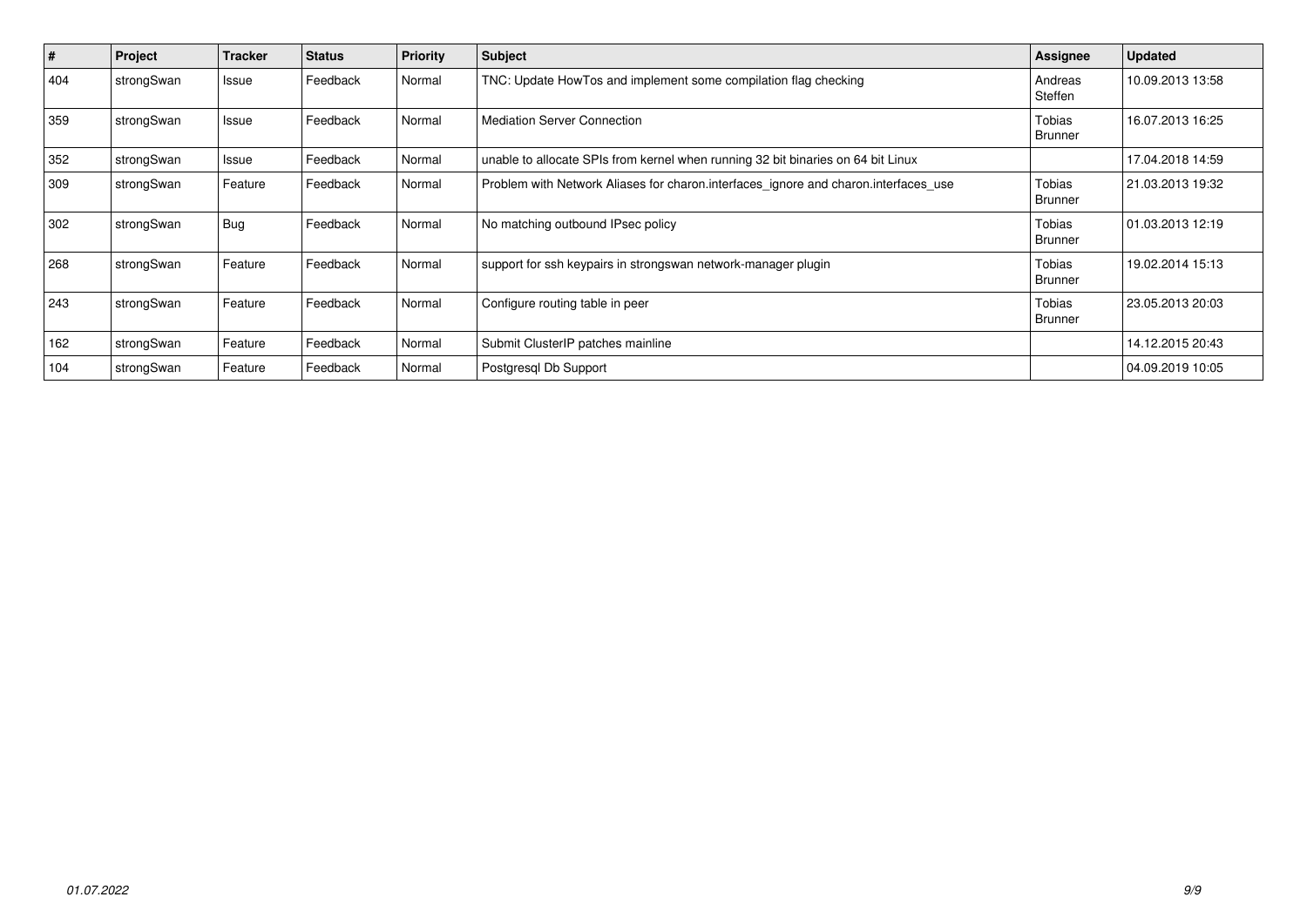| # | Project | Tracker | Status | Priority | Subject | Assignee | Updated |
|---|---|---|---|---|---|---|---|
| 404 | strongSwan | Issue | Feedback | Normal | TNC: Update HowTos and implement some compilation flag checking | Andreas Steffen | 10.09.2013 13:58 |
| 359 | strongSwan | Issue | Feedback | Normal | Mediation Server Connection | Tobias Brunner | 16.07.2013 16:25 |
| 352 | strongSwan | Issue | Feedback | Normal | unable to allocate SPIs from kernel when running 32 bit binaries on 64 bit Linux | | 17.04.2018 14:59 |
| 309 | strongSwan | Feature | Feedback | Normal | Problem with Network Aliases for charon.interfaces_ignore and charon.interfaces_use | Tobias Brunner | 21.03.2013 19:32 |
| 302 | strongSwan | Bug | Feedback | Normal | No matching outbound IPsec policy | Tobias Brunner | 01.03.2013 12:19 |
| 268 | strongSwan | Feature | Feedback | Normal | support for ssh keypairs in strongswan network-manager plugin | Tobias Brunner | 19.02.2014 15:13 |
| 243 | strongSwan | Feature | Feedback | Normal | Configure routing table in peer | Tobias Brunner | 23.05.2013 20:03 |
| 162 | strongSwan | Feature | Feedback | Normal | Submit ClusterIP patches mainline | | 14.12.2015 20:43 |
| 104 | strongSwan | Feature | Feedback | Normal | Postgresql Db Support | | 04.09.2019 10:05 |